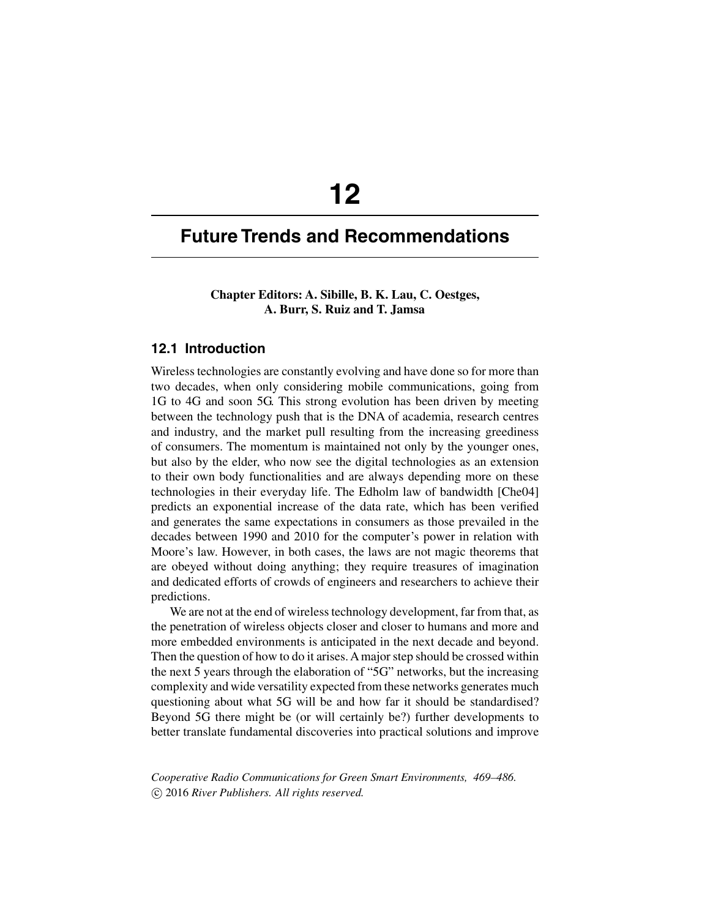# 12

# Future Trends and Recommendations

**Chapter Editors: A. Sibille, B. K. Lau, C. Oestges, A. Burr, S. Ruiz and T. Jamsa**

## 12.1 Introduction

Wireless technologies are constantly evolving and have done so for more than two decades, when only considering mobile communications, going from 1G to 4G and soon 5G. This strong evolution has been driven by meeting between the technology push that is the DNA of academia, research centres and industry, and the market pull resulting from the increasing greediness of consumers. The momentum is maintained not only by the younger ones, but also by the elder, who now see the digital technologies as an extension to their own body functionalities and are always depending more on these technologies in their everyday life. The Edholm law of bandwidth [Che04] predicts an exponential increase of the data rate, which has been verified and generates the same expectations in consumers as those prevailed in the decades between 1990 and 2010 for the computer's power in relation with Moore's law. However, in both cases, the laws are not magic theorems that are obeyed without doing anything; they require treasures of imagination and dedicated efforts of crowds of engineers and researchers to achieve their predictions.

We are not at the end of wireless technology development, far from that, as the penetration of wireless objects closer and closer to humans and more and more embedded environments is anticipated in the next decade and beyond. Then the question of how to do it arises. A major step should be crossed within the next 5 years through the elaboration of "5G" networks, but the increasing complexity and wide versatility expected from these networks generates much questioning about what 5G will be and how far it should be standardised? Beyond 5G there might be (or will certainly be?) further developments to better translate fundamental discoveries into practical solutions and improve

*Cooperative Radio Communications for Green Smart Environments, 469–486.*
*© 2016 River Publishers. All rights reserved.*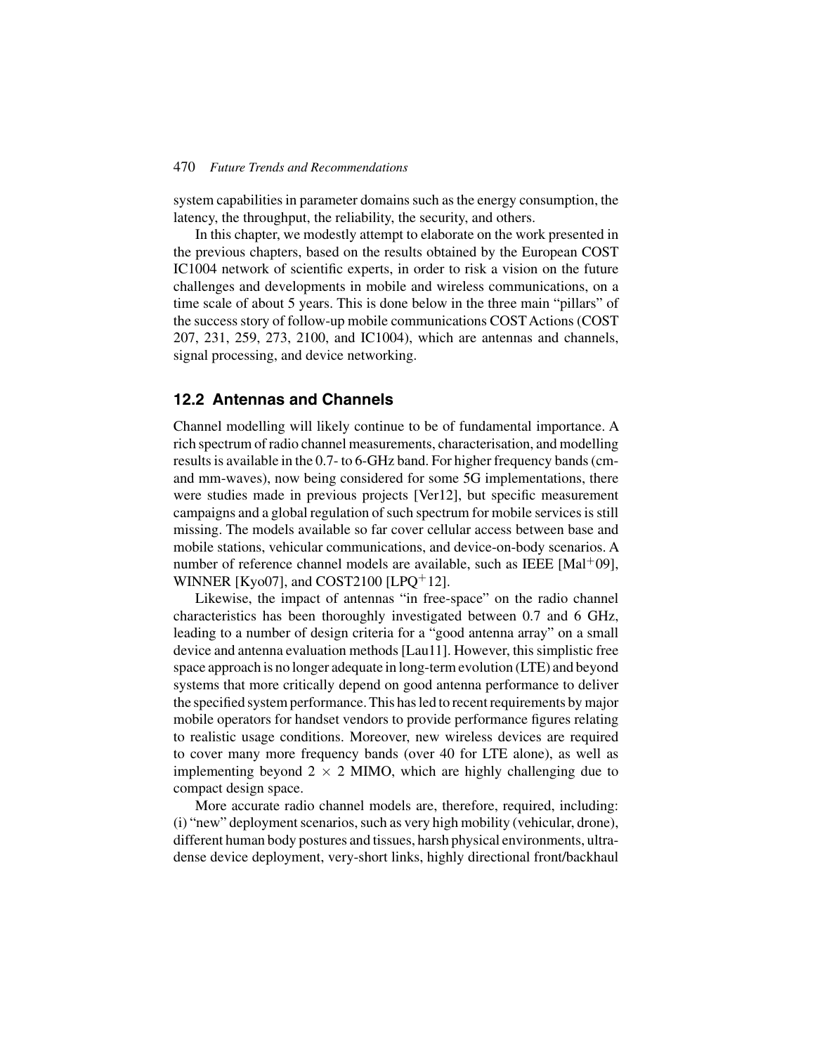system capabilities in parameter domains such as the energy consumption, the latency, the throughput, the reliability, the security, and others.

In this chapter, we modestly attempt to elaborate on the work presented in the previous chapters, based on the results obtained by the European COST IC1004 network of scientific experts, in order to risk a vision on the future challenges and developments in mobile and wireless communications, on a time scale of about 5 years. This is done below in the three main "pillars" of the success story of follow-up mobile communications COST Actions (COST 207, 231, 259, 273, 2100, and IC1004), which are antennas and channels, signal processing, and device networking.

## 12.2 Antennas and Channels

Channel modelling will likely continue to be of fundamental importance. A rich spectrum of radio channel measurements, characterisation, and modelling results is available in the 0.7- to 6-GHz band. For higher frequency bands (cm- and mm-waves), now being considered for some 5G implementations, there were studies made in previous projects [Ver12], but specific measurement campaigns and a global regulation of such spectrum for mobile services is still missing. The models available so far cover cellular access between base and mobile stations, vehicular communications, and device-on-body scenarios. A number of reference channel models are available, such as IEEE [Mal+09], WINNER [Kyo07], and COST2100 [LPQ+12].

Likewise, the impact of antennas "in free-space" on the radio channel characteristics has been thoroughly investigated between 0.7 and 6 GHz, leading to a number of design criteria for a "good antenna array" on a small device and antenna evaluation methods [Lau11]. However, this simplistic free space approach is no longer adequate in long-term evolution (LTE) and beyond systems that more critically depend on good antenna performance to deliver the specified system performance. This has led to recent requirements by major mobile operators for handset vendors to provide performance figures relating to realistic usage conditions. Moreover, new wireless devices are required to cover many more frequency bands (over 40 for LTE alone), as well as implementing beyond $2 \times 2$ MIMO, which are highly challenging due to compact design space.

More accurate radio channel models are, therefore, required, including: (i) "new" deployment scenarios, such as very high mobility (vehicular, drone), different human body postures and tissues, harsh physical environments, ultra-dense device deployment, very-short links, highly directional front/backhaul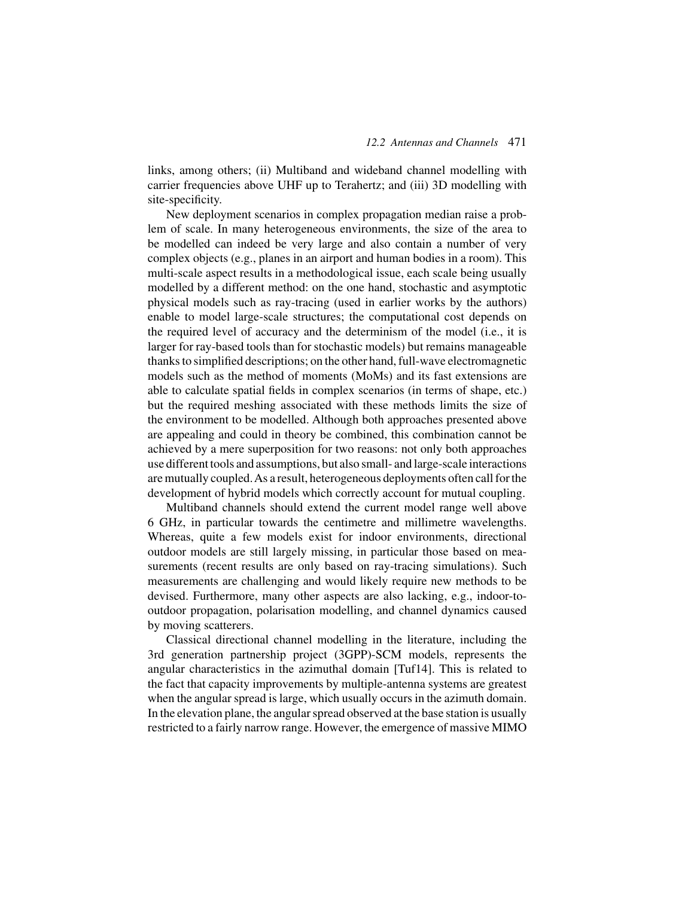links, among others; (ii) Multiband and wideband channel modelling with carrier frequencies above UHF up to Terahertz; and (iii) 3D modelling with site-specificity.

New deployment scenarios in complex propagation median raise a problem of scale. In many heterogeneous environments, the size of the area to be modelled can indeed be very large and also contain a number of very complex objects (e.g., planes in an airport and human bodies in a room). This multi-scale aspect results in a methodological issue, each scale being usually modelled by a different method: on the one hand, stochastic and asymptotic physical models such as ray-tracing (used in earlier works by the authors) enable to model large-scale structures; the computational cost depends on the required level of accuracy and the determinism of the model (i.e., it is larger for ray-based tools than for stochastic models) but remains manageable thanks to simplified descriptions; on the other hand, full-wave electromagnetic models such as the method of moments (MoMs) and its fast extensions are able to calculate spatial fields in complex scenarios (in terms of shape, etc.) but the required meshing associated with these methods limits the size of the environment to be modelled. Although both approaches presented above are appealing and could in theory be combined, this combination cannot be achieved by a mere superposition for two reasons: not only both approaches use different tools and assumptions, but also small- and large-scale interactions are mutually coupled. As a result, heterogeneous deployments often call for the development of hybrid models which correctly account for mutual coupling.

Multiband channels should extend the current model range well above 6 GHz, in particular towards the centimetre and millimetre wavelengths. Whereas, quite a few models exist for indoor environments, directional outdoor models are still largely missing, in particular those based on measurements (recent results are only based on ray-tracing simulations). Such measurements are challenging and would likely require new methods to be devised. Furthermore, many other aspects are also lacking, e.g., indoor-to-outdoor propagation, polarisation modelling, and channel dynamics caused by moving scatterers.

Classical directional channel modelling in the literature, including the 3rd generation partnership project (3GPP)-SCM models, represents the angular characteristics in the azimuthal domain [Tuf14]. This is related to the fact that capacity improvements by multiple-antenna systems are greatest when the angular spread is large, which usually occurs in the azimuth domain. In the elevation plane, the angular spread observed at the base station is usually restricted to a fairly narrow range. However, the emergence of massive MIMO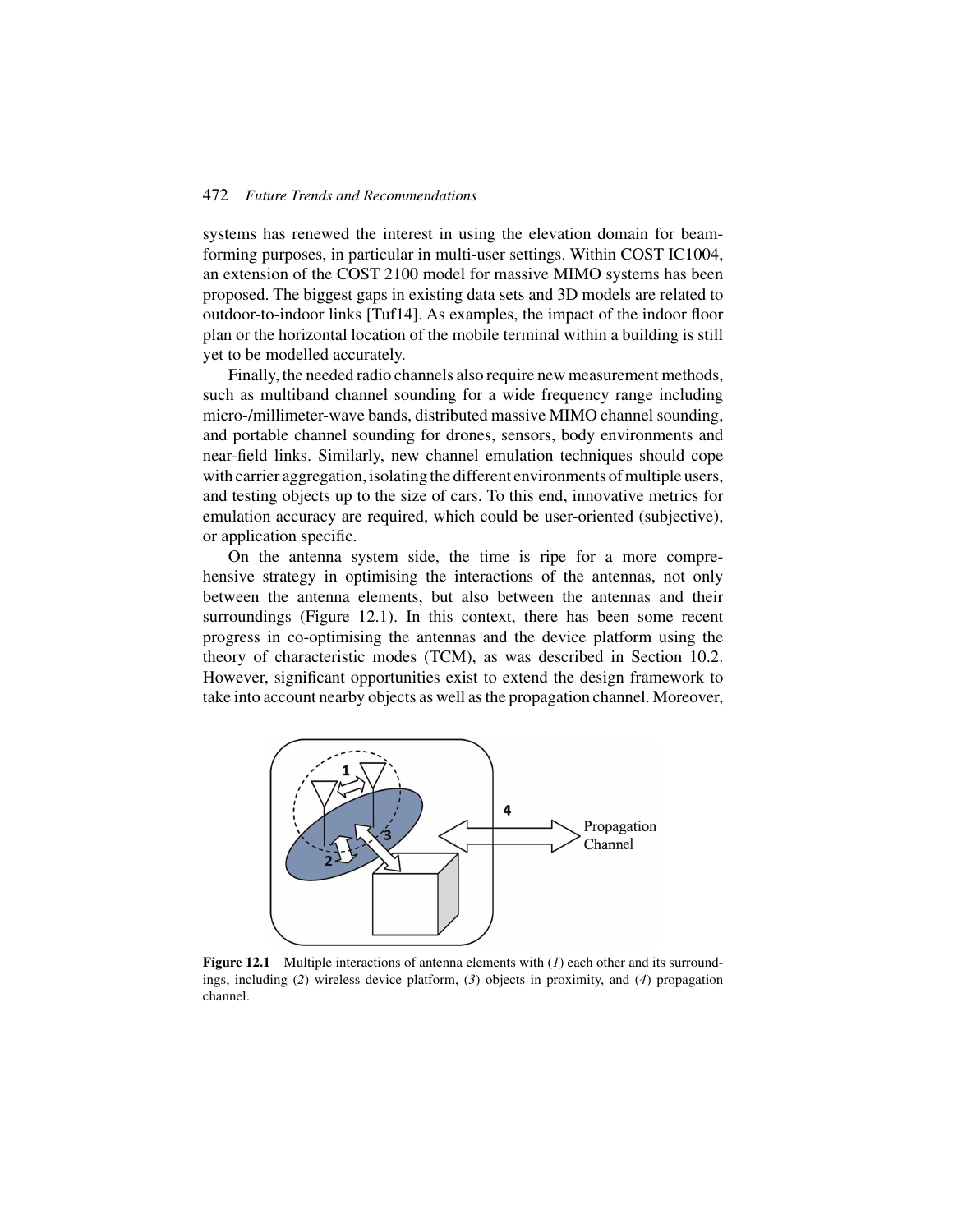systems has renewed the interest in using the elevation domain for beamforming purposes, in particular in multi-user settings. Within COST IC1004, an extension of the COST 2100 model for massive MIMO systems has been proposed. The biggest gaps in existing data sets and 3D models are related to outdoor-to-indoor links [Tuf14]. As examples, the impact of the indoor floor plan or the horizontal location of the mobile terminal within a building is still yet to be modelled accurately.

Finally, the needed radio channels also require new measurement methods, such as multiband channel sounding for a wide frequency range including micro-/millimeter-wave bands, distributed massive MIMO channel sounding, and portable channel sounding for drones, sensors, body environments and near-field links. Similarly, new channel emulation techniques should cope with carrier aggregation, isolating the different environments of multiple users, and testing objects up to the size of cars. To this end, innovative metrics for emulation accuracy are required, which could be user-oriented (subjective), or application specific.

On the antenna system side, the time is ripe for a more comprehensive strategy in optimising the interactions of the antennas, not only between the antenna elements, but also between the antennas and their surroundings (Figure 12.1). In this context, there has been some recent progress in co-optimising the antennas and the device platform using the theory of characteristic modes (TCM), as was described in Section 10.2. However, significant opportunities exist to extend the design framework to take into account nearby objects as well as the propagation channel. Moreover,

**Figure 12.1** Multiple interactions of antenna elements with (*1*) each other and its surroundings, including (*2*) wireless device platform, (*3*) objects in proximity, and (*4*) propagation channel.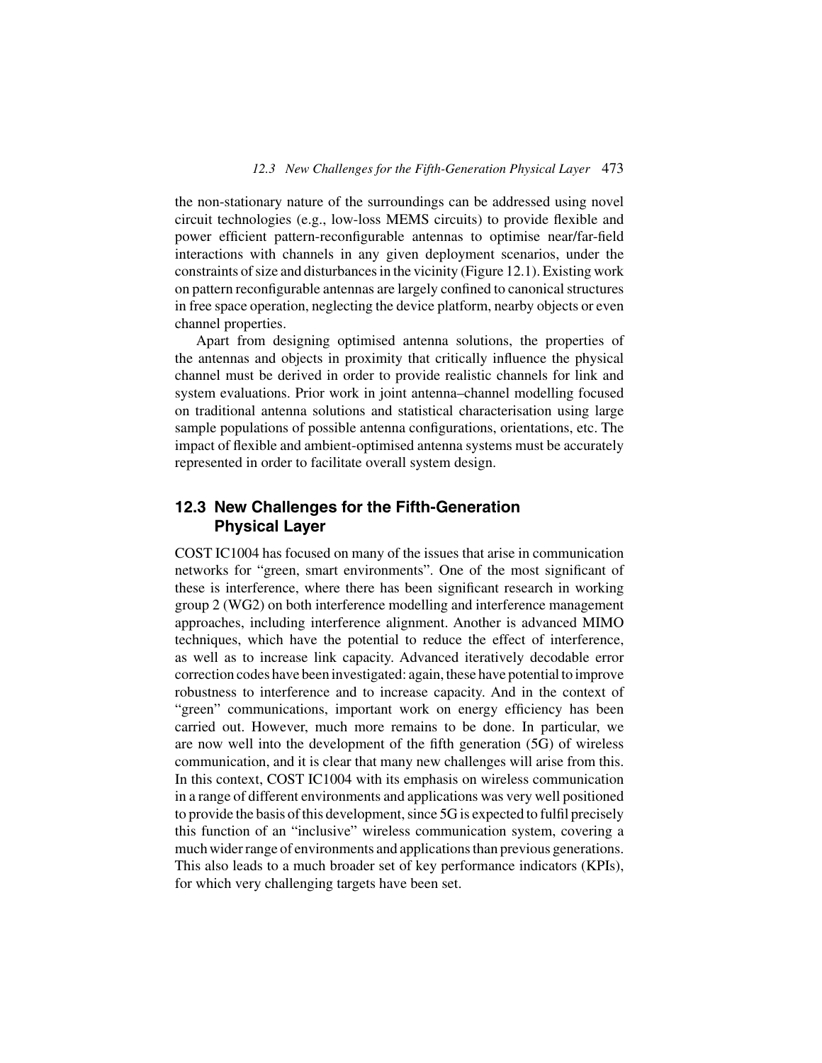the non-stationary nature of the surroundings can be addressed using novel circuit technologies (e.g., low-loss MEMS circuits) to provide flexible and power efficient pattern-reconfigurable antennas to optimise near/far-field interactions with channels in any given deployment scenarios, under the constraints of size and disturbances in the vicinity (Figure 12.1). Existing work on pattern reconfigurable antennas are largely confined to canonical structures in free space operation, neglecting the device platform, nearby objects or even channel properties.

Apart from designing optimised antenna solutions, the properties of the antennas and objects in proximity that critically influence the physical channel must be derived in order to provide realistic channels for link and system evaluations. Prior work in joint antenna–channel modelling focused on traditional antenna solutions and statistical characterisation using large sample populations of possible antenna configurations, orientations, etc. The impact of flexible and ambient-optimised antenna systems must be accurately represented in order to facilitate overall system design.

## 12.3 New Challenges for the Fifth-Generation Physical Layer

COST IC1004 has focused on many of the issues that arise in communication networks for "green, smart environments". One of the most significant of these is interference, where there has been significant research in working group 2 (WG2) on both interference modelling and interference management approaches, including interference alignment. Another is advanced MIMO techniques, which have the potential to reduce the effect of interference, as well as to increase link capacity. Advanced iteratively decodable error correction codes have been investigated: again, these have potential to improve robustness to interference and to increase capacity. And in the context of "green" communications, important work on energy efficiency has been carried out. However, much more remains to be done. In particular, we are now well into the development of the fifth generation (5G) of wireless communication, and it is clear that many new challenges will arise from this. In this context, COST IC1004 with its emphasis on wireless communication in a range of different environments and applications was very well positioned to provide the basis of this development, since 5G is expected to fulfil precisely this function of an "inclusive" wireless communication system, covering a much wider range of environments and applications than previous generations. This also leads to a much broader set of key performance indicators (KPIs), for which very challenging targets have been set.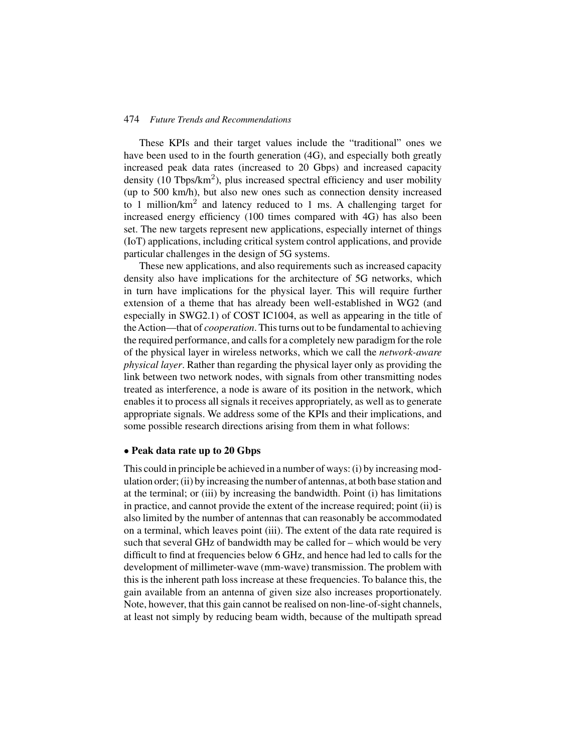These KPIs and their target values include the "traditional" ones we have been used to in the fourth generation (4G), and especially both greatly increased peak data rates (increased to 20 Gbps) and increased capacity density (10 Tbps/km$^2$), plus increased spectral efficiency and user mobility (up to 500 km/h), but also new ones such as connection density increased to 1 million/km$^2$ and latency reduced to 1 ms. A challenging target for increased energy efficiency (100 times compared with 4G) has also been set. The new targets represent new applications, especially internet of things (IoT) applications, including critical system control applications, and provide particular challenges in the design of 5G systems.

These new applications, and also requirements such as increased capacity density also have implications for the architecture of 5G networks, which in turn have implications for the physical layer. This will require further extension of a theme that has already been well-established in WG2 (and especially in SWG2.1) of COST IC1004, as well as appearing in the title of the Action—that of *cooperation*. This turns out to be fundamental to achieving the required performance, and calls for a completely new paradigm for the role of the physical layer in wireless networks, which we call the *network-aware physical layer*. Rather than regarding the physical layer only as providing the link between two network nodes, with signals from other transmitting nodes treated as interference, a node is aware of its position in the network, which enables it to process all signals it receives appropriately, as well as to generate appropriate signals. We address some of the KPIs and their implications, and some possible research directions arising from them in what follows:

- **Peak data rate up to 20 Gbps**

This could in principle be achieved in a number of ways: (i) by increasing modulation order; (ii) by increasing the number of antennas, at both base station and at the terminal; or (iii) by increasing the bandwidth. Point (i) has limitations in practice, and cannot provide the extent of the increase required; point (ii) is also limited by the number of antennas that can reasonably be accommodated on a terminal, which leaves point (iii). The extent of the data rate required is such that several GHz of bandwidth may be called for – which would be very difficult to find at frequencies below 6 GHz, and hence had led to calls for the development of millimeter-wave (mm-wave) transmission. The problem with this is the inherent path loss increase at these frequencies. To balance this, the gain available from an antenna of given size also increases proportionately. Note, however, that this gain cannot be realised on non-line-of-sight channels, at least not simply by reducing beam width, because of the multipath spread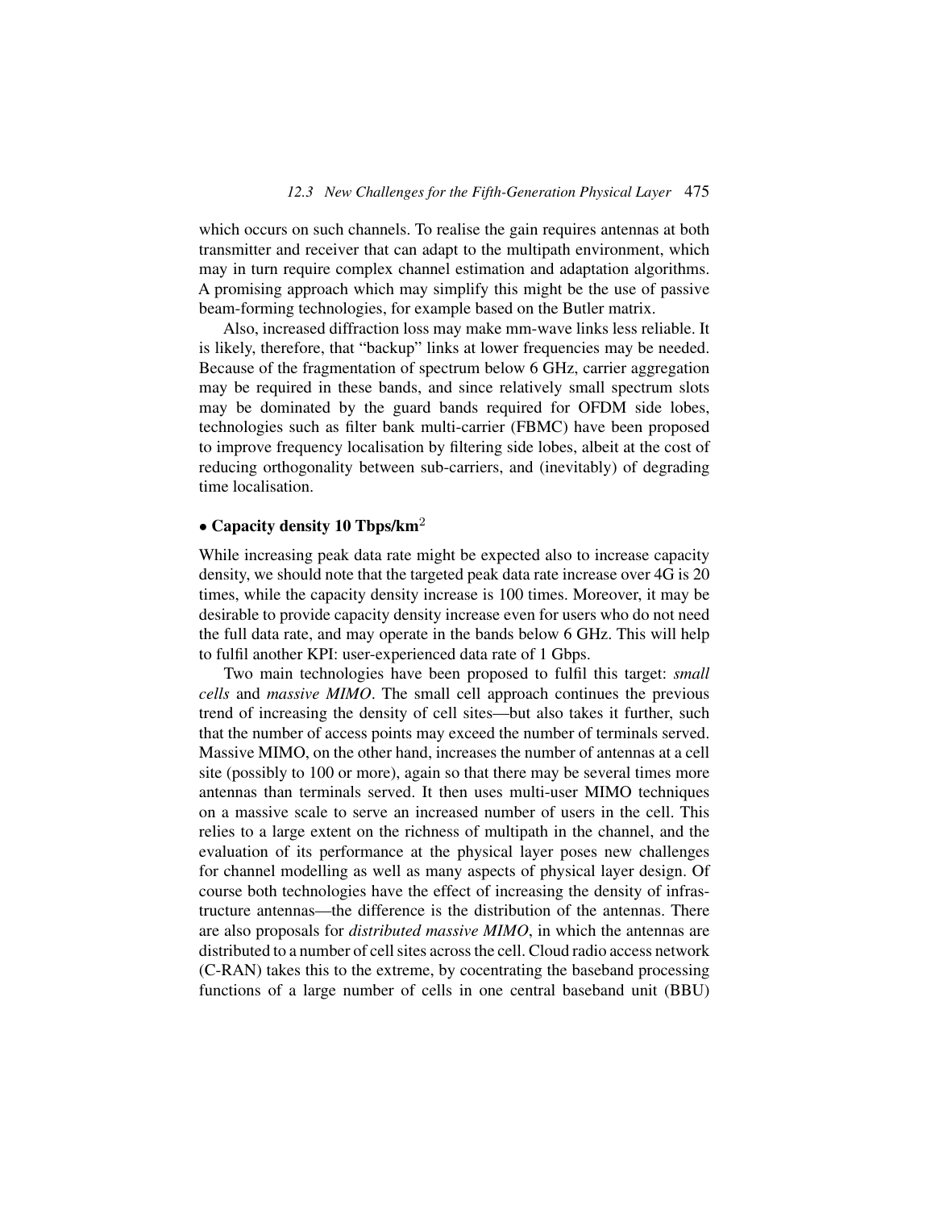which occurs on such channels. To realise the gain requires antennas at both transmitter and receiver that can adapt to the multipath environment, which may in turn require complex channel estimation and adaptation algorithms. A promising approach which may simplify this might be the use of passive beam-forming technologies, for example based on the Butler matrix.

Also, increased diffraction loss may make mm-wave links less reliable. It is likely, therefore, that "backup" links at lower frequencies may be needed. Because of the fragmentation of spectrum below 6 GHz, carrier aggregation may be required in these bands, and since relatively small spectrum slots may be dominated by the guard bands required for OFDM side lobes, technologies such as filter bank multi-carrier (FBMC) have been proposed to improve frequency localisation by filtering side lobes, albeit at the cost of reducing orthogonality between sub-carriers, and (inevitably) of degrading time localisation.

- **Capacity density 10 Tbps/km$^2$**

While increasing peak data rate might be expected also to increase capacity density, we should note that the targeted peak data rate increase over 4G is 20 times, while the capacity density increase is 100 times. Moreover, it may be desirable to provide capacity density increase even for users who do not need the full data rate, and may operate in the bands below 6 GHz. This will help to fulfil another KPI: user-experienced data rate of 1 Gbps.

Two main technologies have been proposed to fulfil this target: *small cells* and *massive MIMO*. The small cell approach continues the previous trend of increasing the density of cell sites—but also takes it further, such that the number of access points may exceed the number of terminals served. Massive MIMO, on the other hand, increases the number of antennas at a cell site (possibly to 100 or more), again so that there may be several times more antennas than terminals served. It then uses multi-user MIMO techniques on a massive scale to serve an increased number of users in the cell. This relies to a large extent on the richness of multipath in the channel, and the evaluation of its performance at the physical layer poses new challenges for channel modelling as well as many aspects of physical layer design. Of course both technologies have the effect of increasing the density of infrastructure antennas—the difference is the distribution of the antennas. There are also proposals for *distributed massive MIMO*, in which the antennas are distributed to a number of cell sites across the cell. Cloud radio access network (C-RAN) takes this to the extreme, by cocentrating the baseband processing functions of a large number of cells in one central baseband unit (BBU)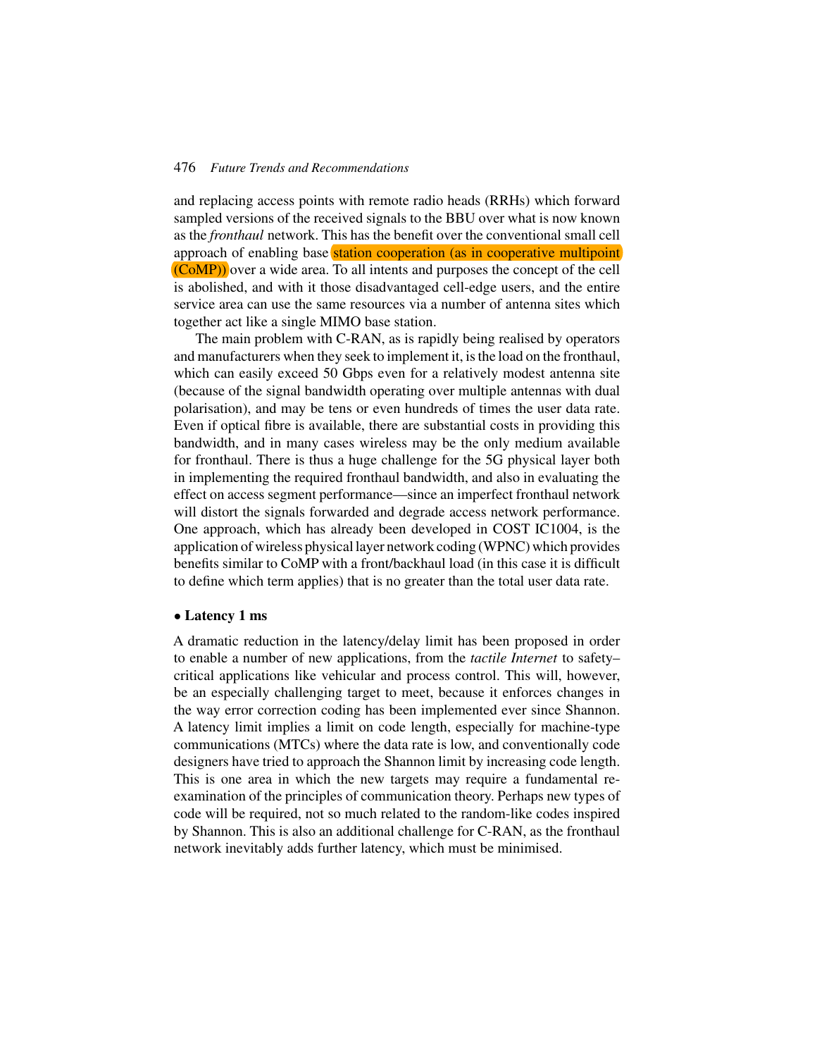and replacing access points with remote radio heads (RRHs) which forward sampled versions of the received signals to the BBU over what is now known as the *fronthaul* network. This has the benefit over the conventional small cell approach of enabling base station cooperation (as in cooperative multipoint (CoMP)) over a wide area. To all intents and purposes the concept of the cell is abolished, and with it those disadvantaged cell-edge users, and the entire service area can use the same resources via a number of antenna sites which together act like a single MIMO base station.

The main problem with C-RAN, as is rapidly being realised by operators and manufacturers when they seek to implement it, is the load on the fronthaul, which can easily exceed 50 Gbps even for a relatively modest antenna site (because of the signal bandwidth operating over multiple antennas with dual polarisation), and may be tens or even hundreds of times the user data rate. Even if optical fibre is available, there are substantial costs in providing this bandwidth, and in many cases wireless may be the only medium available for fronthaul. There is thus a huge challenge for the 5G physical layer both in implementing the required fronthaul bandwidth, and also in evaluating the effect on access segment performance—since an imperfect fronthaul network will distort the signals forwarded and degrade access network performance. One approach, which has already been developed in COST IC1004, is the application of wireless physical layer network coding (WPNC) which provides benefits similar to CoMP with a front/backhaul load (in this case it is difficult to define which term applies) that is no greater than the total user data rate.

- **Latency 1 ms**

A dramatic reduction in the latency/delay limit has been proposed in order to enable a number of new applications, from the *tactile Internet* to safety–critical applications like vehicular and process control. This will, however, be an especially challenging target to meet, because it enforces changes in the way error correction coding has been implemented ever since Shannon. A latency limit implies a limit on code length, especially for machine-type communications (MTCs) where the data rate is low, and conventionally code designers have tried to approach the Shannon limit by increasing code length. This is one area in which the new targets may require a fundamental re-examination of the principles of communication theory. Perhaps new types of code will be required, not so much related to the random-like codes inspired by Shannon. This is also an additional challenge for C-RAN, as the fronthaul network inevitably adds further latency, which must be minimised.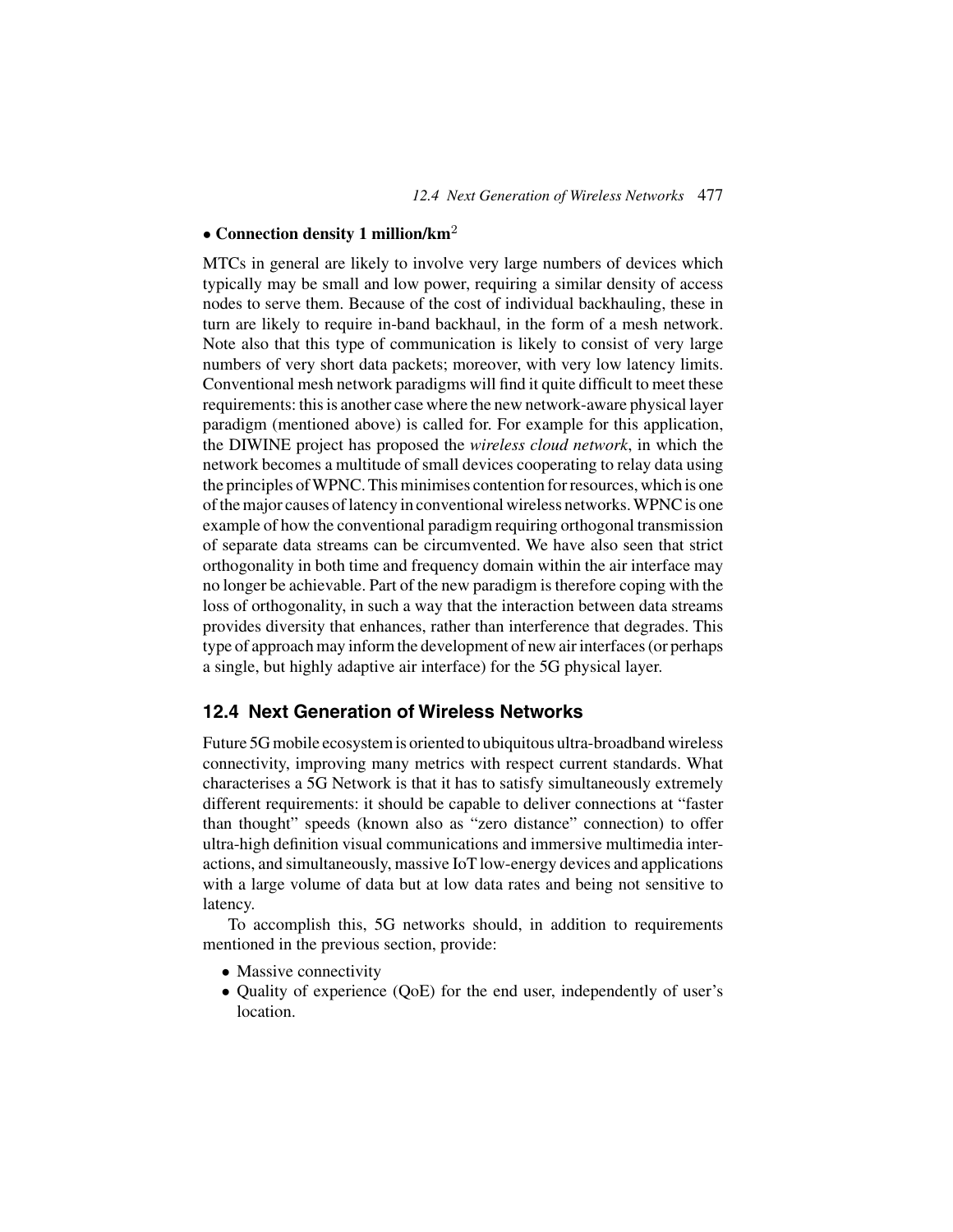- **Connection density 1 million/km$^2$**

MTCs in general are likely to involve very large numbers of devices which typically may be small and low power, requiring a similar density of access nodes to serve them. Because of the cost of individual backhauling, these in turn are likely to require in-band backhaul, in the form of a mesh network. Note also that this type of communication is likely to consist of very large numbers of very short data packets; moreover, with very low latency limits. Conventional mesh network paradigms will find it quite difficult to meet these requirements: this is another case where the new network-aware physical layer paradigm (mentioned above) is called for. For example for this application, the DIWINE project has proposed the *wireless cloud network*, in which the network becomes a multitude of small devices cooperating to relay data using the principles of WPNC. This minimises contention for resources, which is one of the major causes of latency in conventional wireless networks. WPNC is one example of how the conventional paradigm requiring orthogonal transmission of separate data streams can be circumvented. We have also seen that strict orthogonality in both time and frequency domain within the air interface may no longer be achievable. Part of the new paradigm is therefore coping with the loss of orthogonality, in such a way that the interaction between data streams provides diversity that enhances, rather than interference that degrades. This type of approach may inform the development of new air interfaces (or perhaps a single, but highly adaptive air interface) for the 5G physical layer.

## 12.4 Next Generation of Wireless Networks

Future 5G mobile ecosystem is oriented to ubiquitous ultra-broadband wireless connectivity, improving many metrics with respect current standards. What characterises a 5G Network is that it has to satisfy simultaneously extremely different requirements: it should be capable to deliver connections at "faster than thought" speeds (known also as "zero distance" connection) to offer ultra-high definition visual communications and immersive multimedia interactions, and simultaneously, massive IoT low-energy devices and applications with a large volume of data but at low data rates and being not sensitive to latency.

To accomplish this, 5G networks should, in addition to requirements mentioned in the previous section, provide:

- Massive connectivity
- Quality of experience (QoE) for the end user, independently of user's location.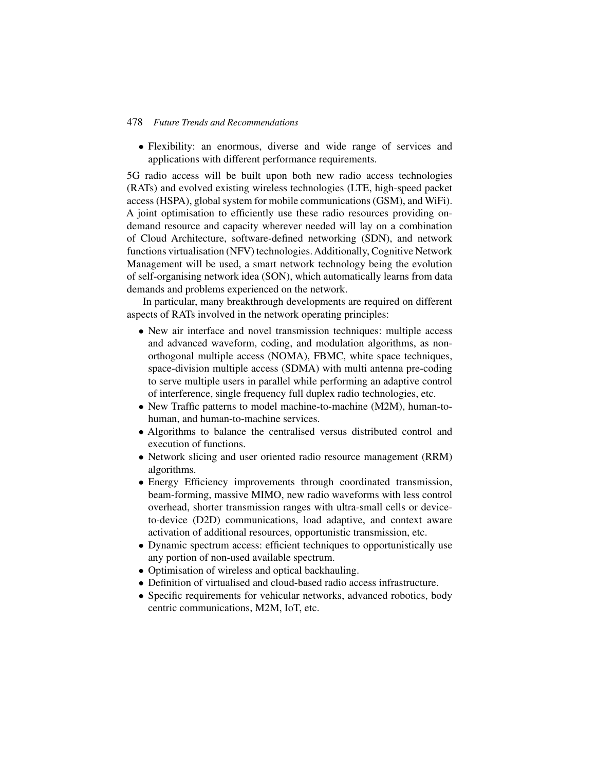- Flexibility: an enormous, diverse and wide range of services and applications with different performance requirements.

5G radio access will be built upon both new radio access technologies (RATs) and evolved existing wireless technologies (LTE, high-speed packet access (HSPA), global system for mobile communications (GSM), and WiFi). A joint optimisation to efficiently use these radio resources providing on-demand resource and capacity wherever needed will lay on a combination of Cloud Architecture, software-defined networking (SDN), and network functions virtualisation (NFV) technologies. Additionally, Cognitive Network Management will be used, a smart network technology being the evolution of self-organising network idea (SON), which automatically learns from data demands and problems experienced on the network.

In particular, many breakthrough developments are required on different aspects of RATs involved in the network operating principles:

- New air interface and novel transmission techniques: multiple access and advanced waveform, coding, and modulation algorithms, as non-orthogonal multiple access (NOMA), FBMC, white space techniques, space-division multiple access (SDMA) with multi antenna pre-coding to serve multiple users in parallel while performing an adaptive control of interference, single frequency full duplex radio technologies, etc.
- New Traffic patterns to model machine-to-machine (M2M), human-to-human, and human-to-machine services.
- Algorithms to balance the centralised versus distributed control and execution of functions.
- Network slicing and user oriented radio resource management (RRM) algorithms.
- Energy Efficiency improvements through coordinated transmission, beam-forming, massive MIMO, new radio waveforms with less control overhead, shorter transmission ranges with ultra-small cells or device-to-device (D2D) communications, load adaptive, and context aware activation of additional resources, opportunistic transmission, etc.
- Dynamic spectrum access: efficient techniques to opportunistically use any portion of non-used available spectrum.
- Optimisation of wireless and optical backhauling.
- Definition of virtualised and cloud-based radio access infrastructure.
- Specific requirements for vehicular networks, advanced robotics, body centric communications, M2M, IoT, etc.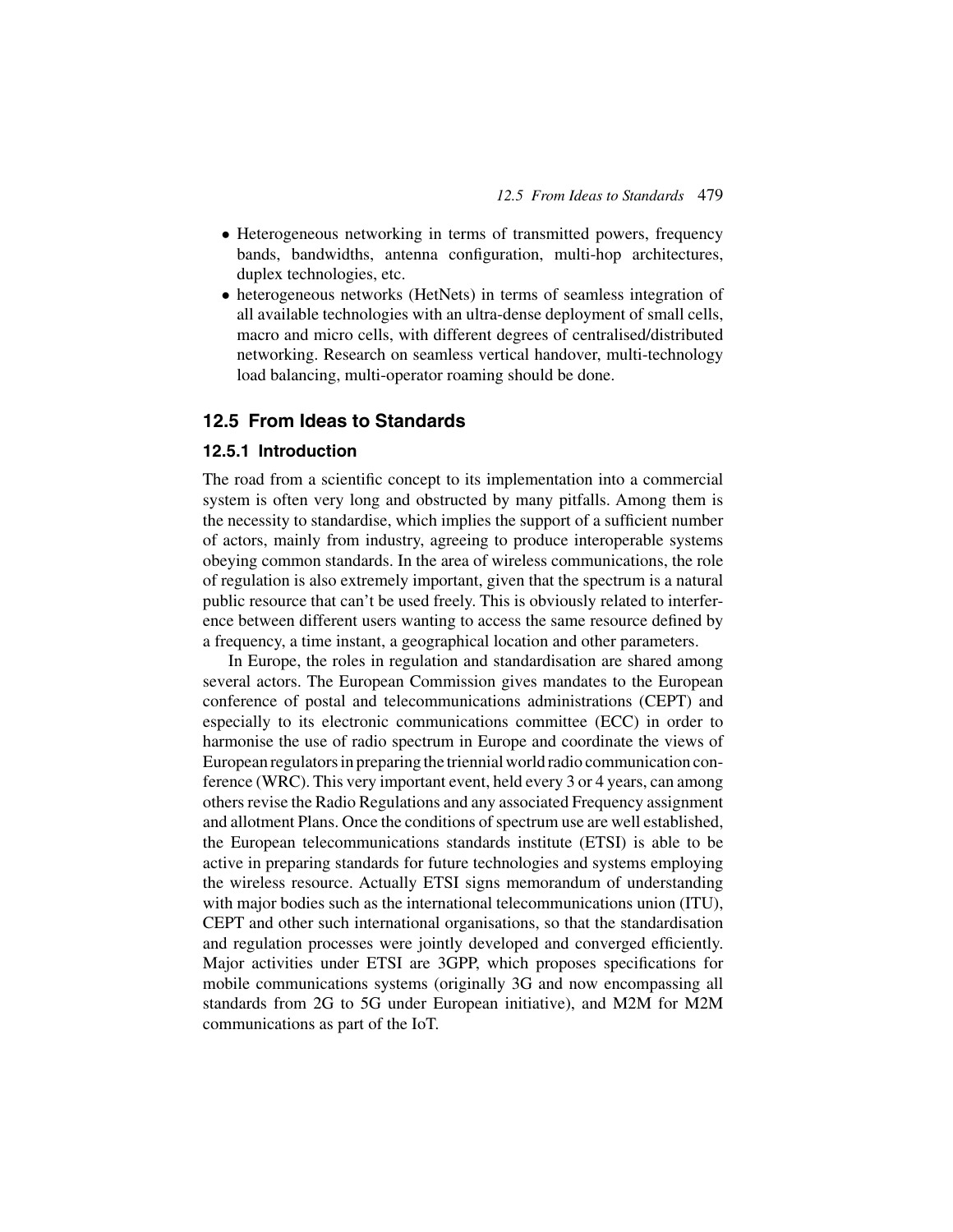- Heterogeneous networking in terms of transmitted powers, frequency bands, bandwidths, antenna configuration, multi-hop architectures, duplex technologies, etc.
- heterogeneous networks (HetNets) in terms of seamless integration of all available technologies with an ultra-dense deployment of small cells, macro and micro cells, with different degrees of centralised/distributed networking. Research on seamless vertical handover, multi-technology load balancing, multi-operator roaming should be done.

## 12.5 From Ideas to Standards

### 12.5.1 Introduction

The road from a scientific concept to its implementation into a commercial system is often very long and obstructed by many pitfalls. Among them is the necessity to standardise, which implies the support of a sufficient number of actors, mainly from industry, agreeing to produce interoperable systems obeying common standards. In the area of wireless communications, the role of regulation is also extremely important, given that the spectrum is a natural public resource that can't be used freely. This is obviously related to interference between different users wanting to access the same resource defined by a frequency, a time instant, a geographical location and other parameters.

In Europe, the roles in regulation and standardisation are shared among several actors. The European Commission gives mandates to the European conference of postal and telecommunications administrations (CEPT) and especially to its electronic communications committee (ECC) in order to harmonise the use of radio spectrum in Europe and coordinate the views of European regulators in preparing the triennial world radio communication conference (WRC). This very important event, held every 3 or 4 years, can among others revise the Radio Regulations and any associated Frequency assignment and allotment Plans. Once the conditions of spectrum use are well established, the European telecommunications standards institute (ETSI) is able to be active in preparing standards for future technologies and systems employing the wireless resource. Actually ETSI signs memorandum of understanding with major bodies such as the international telecommunications union (ITU), CEPT and other such international organisations, so that the standardisation and regulation processes were jointly developed and converged efficiently. Major activities under ETSI are 3GPP, which proposes specifications for mobile communications systems (originally 3G and now encompassing all standards from 2G to 5G under European initiative), and M2M for M2M communications as part of the IoT.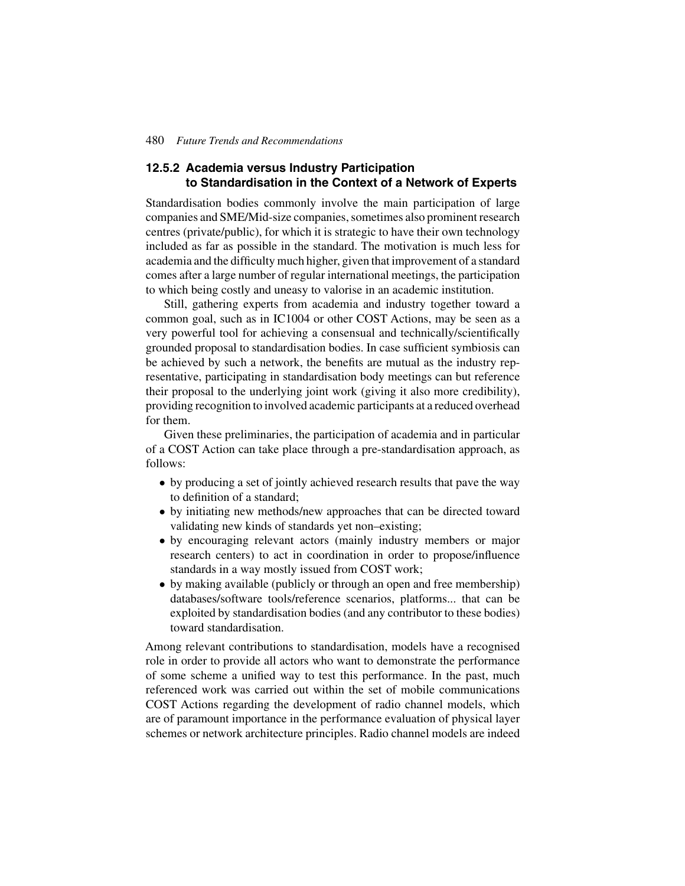### 12.5.2 Academia versus Industry Participation to Standardisation in the Context of a Network of Experts

Standardisation bodies commonly involve the main participation of large companies and SME/Mid-size companies, sometimes also prominent research centres (private/public), for which it is strategic to have their own technology included as far as possible in the standard. The motivation is much less for academia and the difficulty much higher, given that improvement of a standard comes after a large number of regular international meetings, the participation to which being costly and uneasy to valorise in an academic institution.

Still, gathering experts from academia and industry together toward a common goal, such as in IC1004 or other COST Actions, may be seen as a very powerful tool for achieving a consensual and technically/scientifically grounded proposal to standardisation bodies. In case sufficient symbiosis can be achieved by such a network, the benefits are mutual as the industry representative, participating in standardisation body meetings can but reference their proposal to the underlying joint work (giving it also more credibility), providing recognition to involved academic participants at a reduced overhead for them.

Given these preliminaries, the participation of academia and in particular of a COST Action can take place through a pre-standardisation approach, as follows:

- by producing a set of jointly achieved research results that pave the way to definition of a standard;
- by initiating new methods/new approaches that can be directed toward validating new kinds of standards yet non–existing;
- by encouraging relevant actors (mainly industry members or major research centers) to act in coordination in order to propose/influence standards in a way mostly issued from COST work;
- by making available (publicly or through an open and free membership) databases/software tools/reference scenarios, platforms... that can be exploited by standardisation bodies (and any contributor to these bodies) toward standardisation.

Among relevant contributions to standardisation, models have a recognised role in order to provide all actors who want to demonstrate the performance of some scheme a unified way to test this performance. In the past, much referenced work was carried out within the set of mobile communications COST Actions regarding the development of radio channel models, which are of paramount importance in the performance evaluation of physical layer schemes or network architecture principles. Radio channel models are indeed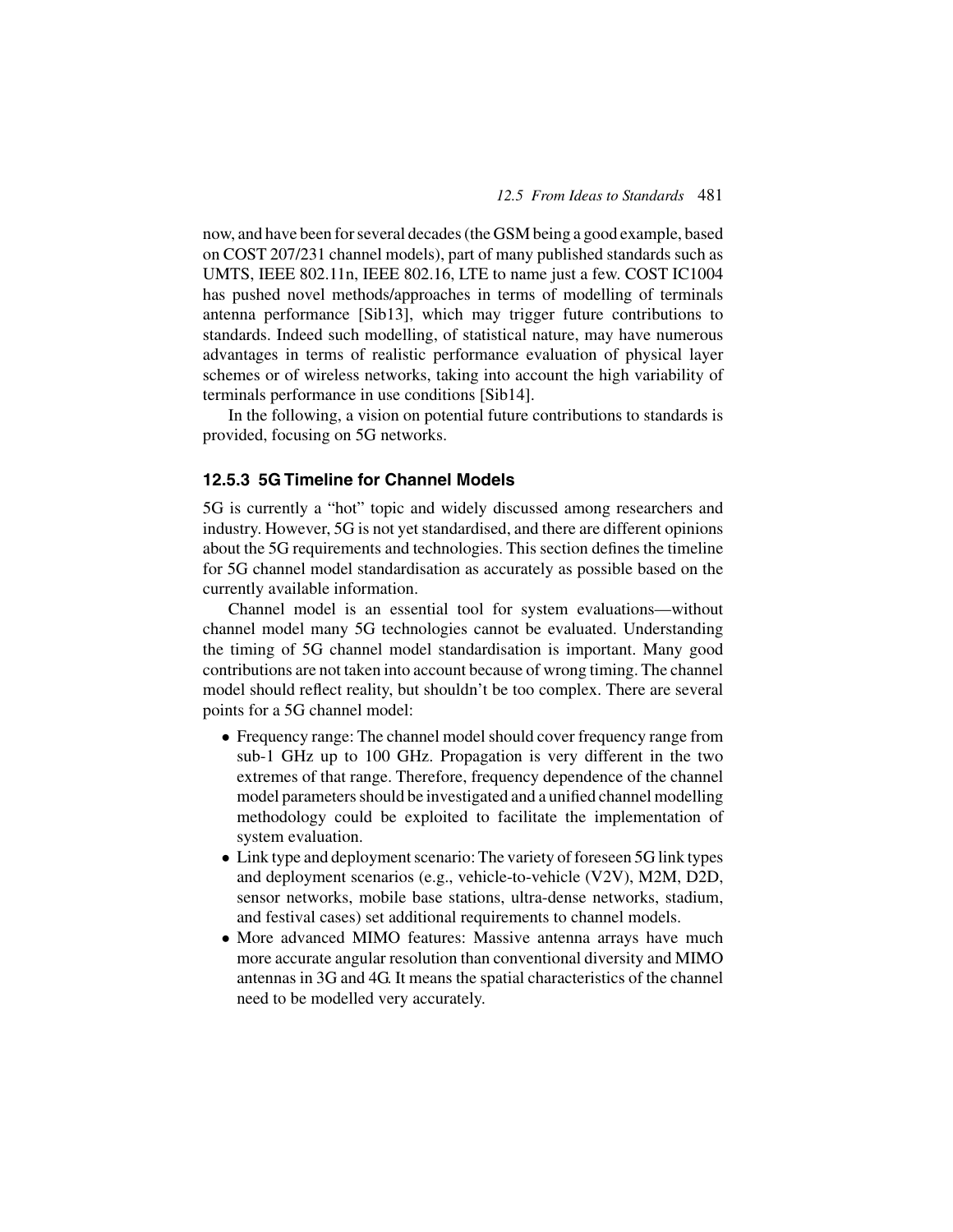now, and have been for several decades (the GSM being a good example, based on COST 207/231 channel models), part of many published standards such as UMTS, IEEE 802.11n, IEEE 802.16, LTE to name just a few. COST IC1004 has pushed novel methods/approaches in terms of modelling of terminals antenna performance [Sib13], which may trigger future contributions to standards. Indeed such modelling, of statistical nature, may have numerous advantages in terms of realistic performance evaluation of physical layer schemes or of wireless networks, taking into account the high variability of terminals performance in use conditions [Sib14].

In the following, a vision on potential future contributions to standards is provided, focusing on 5G networks.

### 12.5.3 5G Timeline for Channel Models

5G is currently a "hot" topic and widely discussed among researchers and industry. However, 5G is not yet standardised, and there are different opinions about the 5G requirements and technologies. This section defines the timeline for 5G channel model standardisation as accurately as possible based on the currently available information.

Channel model is an essential tool for system evaluations—without channel model many 5G technologies cannot be evaluated. Understanding the timing of 5G channel model standardisation is important. Many good contributions are not taken into account because of wrong timing. The channel model should reflect reality, but shouldn't be too complex. There are several points for a 5G channel model:

- Frequency range: The channel model should cover frequency range from sub-1 GHz up to 100 GHz. Propagation is very different in the two extremes of that range. Therefore, frequency dependence of the channel model parameters should be investigated and a unified channel modelling methodology could be exploited to facilitate the implementation of system evaluation.
- Link type and deployment scenario: The variety of foreseen 5G link types and deployment scenarios (e.g., vehicle-to-vehicle (V2V), M2M, D2D, sensor networks, mobile base stations, ultra-dense networks, stadium, and festival cases) set additional requirements to channel models.
- More advanced MIMO features: Massive antenna arrays have much more accurate angular resolution than conventional diversity and MIMO antennas in 3G and 4G. It means the spatial characteristics of the channel need to be modelled very accurately.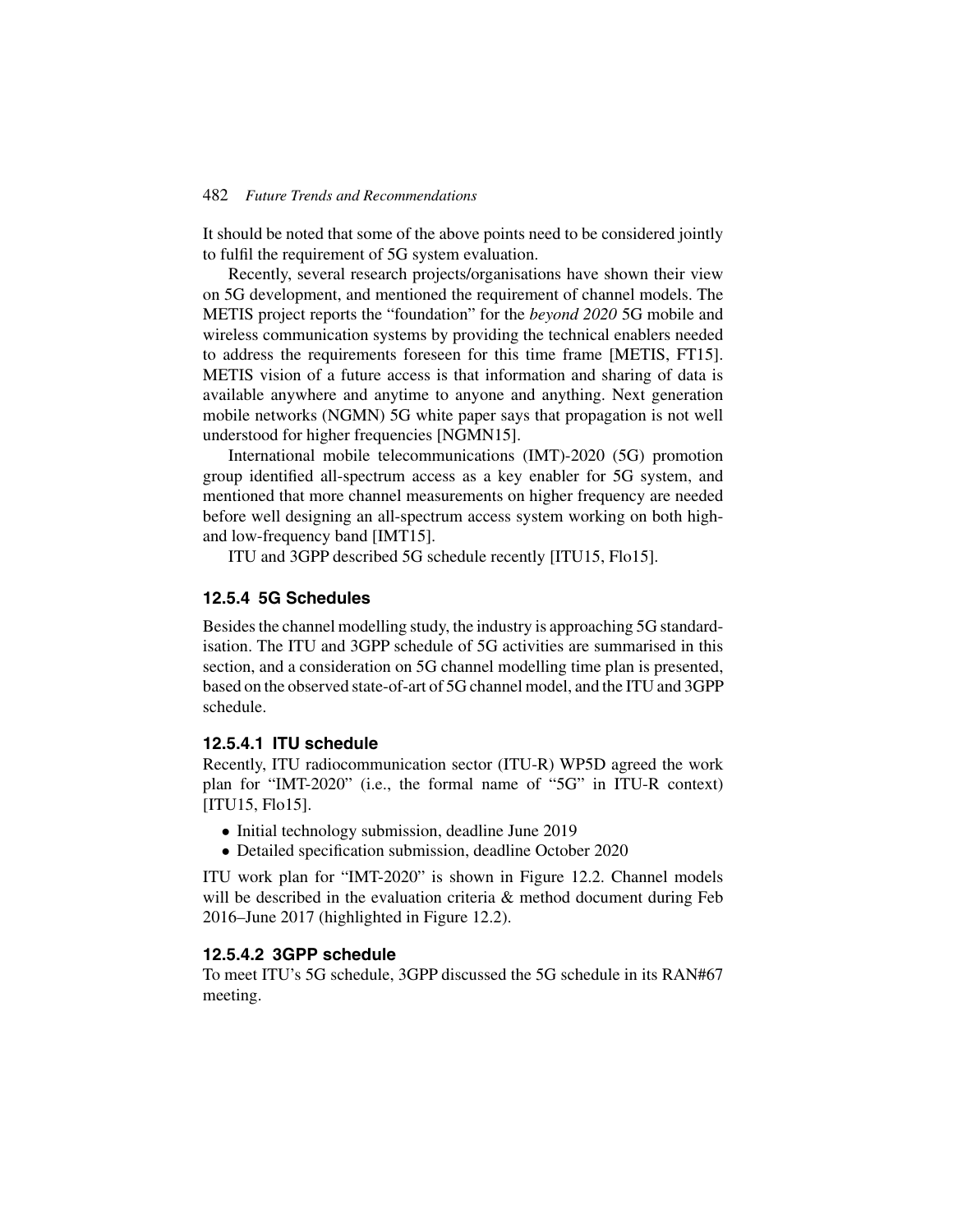It should be noted that some of the above points need to be considered jointly to fulfil the requirement of 5G system evaluation.

Recently, several research projects/organisations have shown their view on 5G development, and mentioned the requirement of channel models. The METIS project reports the "foundation" for the *beyond 2020* 5G mobile and wireless communication systems by providing the technical enablers needed to address the requirements foreseen for this time frame [METIS, FT15]. METIS vision of a future access is that information and sharing of data is available anywhere and anytime to anyone and anything. Next generation mobile networks (NGMN) 5G white paper says that propagation is not well understood for higher frequencies [NGMN15].

International mobile telecommunications (IMT)-2020 (5G) promotion group identified all-spectrum access as a key enabler for 5G system, and mentioned that more channel measurements on higher frequency are needed before well designing an all-spectrum access system working on both high- and low-frequency band [IMT15].

ITU and 3GPP described 5G schedule recently [ITU15, Flo15].

### 12.5.4 5G Schedules

Besides the channel modelling study, the industry is approaching 5G standardisation. The ITU and 3GPP schedule of 5G activities are summarised in this section, and a consideration on 5G channel modelling time plan is presented, based on the observed state-of-art of 5G channel model, and the ITU and 3GPP schedule.

#### 12.5.4.1 ITU schedule

Recently, ITU radiocommunication sector (ITU-R) WP5D agreed the work plan for "IMT-2020" (i.e., the formal name of "5G" in ITU-R context) [ITU15, Flo15].

- Initial technology submission, deadline June 2019
- Detailed specification submission, deadline October 2020

ITU work plan for "IMT-2020" is shown in Figure 12.2. Channel models will be described in the evaluation criteria & method document during Feb 2016–June 2017 (highlighted in Figure 12.2).

#### 12.5.4.2 3GPP schedule

To meet ITU's 5G schedule, 3GPP discussed the 5G schedule in its RAN#67 meeting.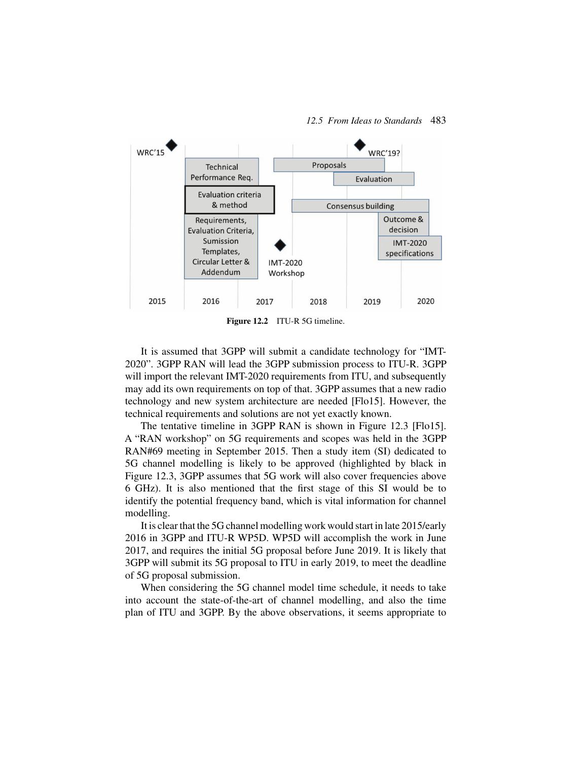Figure 12.2 ITU-R 5G timeline.

It is assumed that 3GPP will submit a candidate technology for "IMT-2020". 3GPP RAN will lead the 3GPP submission process to ITU-R. 3GPP will import the relevant IMT-2020 requirements from ITU, and subsequently may add its own requirements on top of that. 3GPP assumes that a new radio technology and new system architecture are needed [Flo15]. However, the technical requirements and solutions are not yet exactly known.

The tentative timeline in 3GPP RAN is shown in Figure 12.3 [Flo15]. A "RAN workshop" on 5G requirements and scopes was held in the 3GPP RAN#69 meeting in September 2015. Then a study item (SI) dedicated to 5G channel modelling is likely to be approved (highlighted by black in Figure 12.3, 3GPP assumes that 5G work will also cover frequencies above 6 GHz). It is also mentioned that the first stage of this SI would be to identify the potential frequency band, which is vital information for channel modelling.

It is clear that the 5G channel modelling work would start in late 2015/early 2016 in 3GPP and ITU-R WP5D. WP5D will accomplish the work in June 2017, and requires the initial 5G proposal before June 2019. It is likely that 3GPP will submit its 5G proposal to ITU in early 2019, to meet the deadline of 5G proposal submission.

When considering the 5G channel model time schedule, it needs to take into account the state-of-the-art of channel modelling, and also the time plan of ITU and 3GPP. By the above observations, it seems appropriate to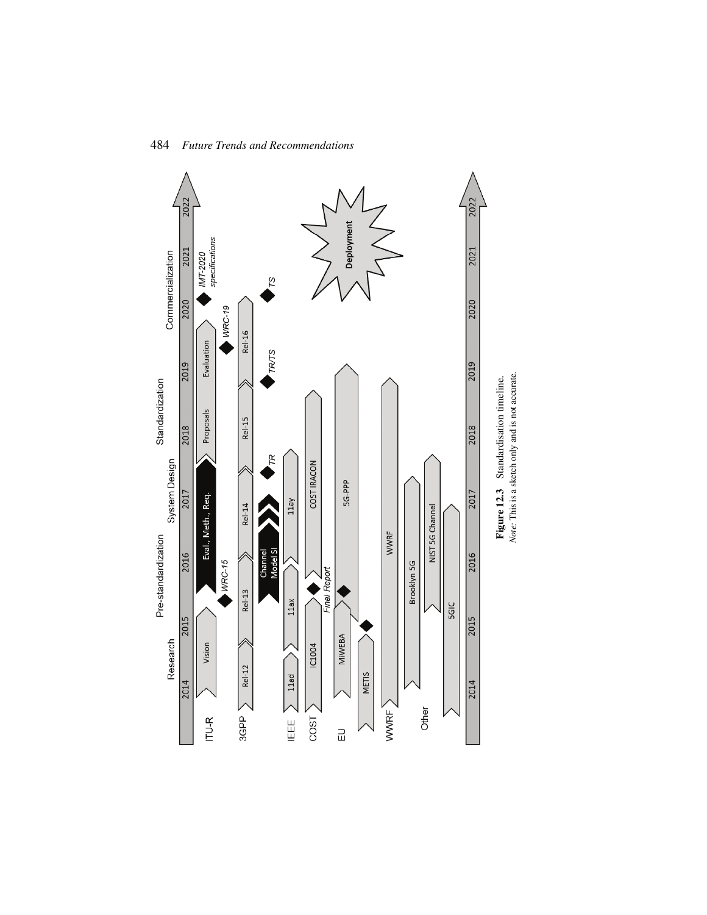Figure 12.3 Standardisation timeline.
*Note:* This is a sketch only and is not accurate.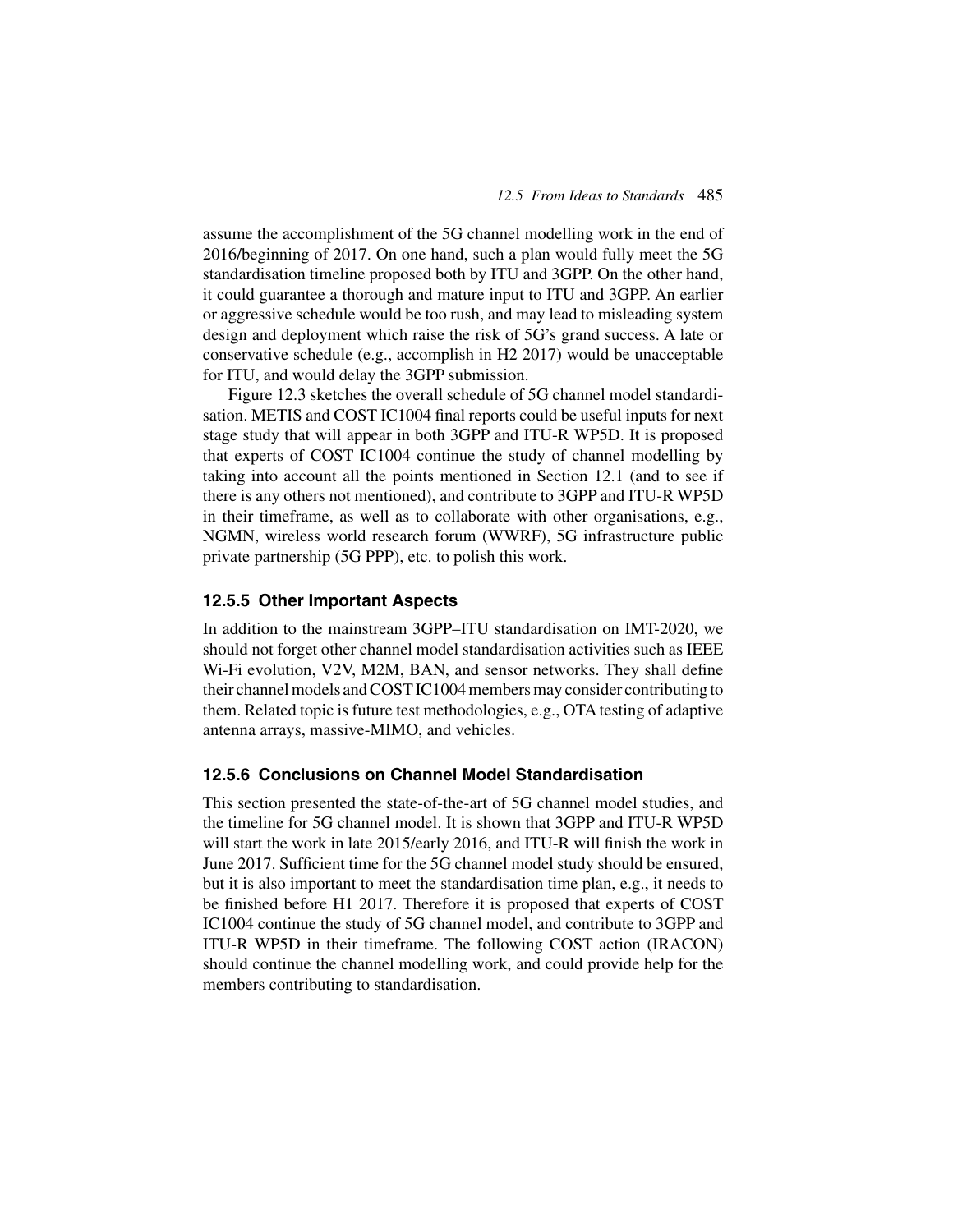assume the accomplishment of the 5G channel modelling work in the end of 2016/beginning of 2017. On one hand, such a plan would fully meet the 5G standardisation timeline proposed both by ITU and 3GPP. On the other hand, it could guarantee a thorough and mature input to ITU and 3GPP. An earlier or aggressive schedule would be too rush, and may lead to misleading system design and deployment which raise the risk of 5G's grand success. A late or conservative schedule (e.g., accomplish in H2 2017) would be unacceptable for ITU, and would delay the 3GPP submission.

Figure 12.3 sketches the overall schedule of 5G channel model standardisation. METIS and COST IC1004 final reports could be useful inputs for next stage study that will appear in both 3GPP and ITU-R WP5D. It is proposed that experts of COST IC1004 continue the study of channel modelling by taking into account all the points mentioned in Section 12.1 (and to see if there is any others not mentioned), and contribute to 3GPP and ITU-R WP5D in their timeframe, as well as to collaborate with other organisations, e.g., NGMN, wireless world research forum (WWRF), 5G infrastructure public private partnership (5G PPP), etc. to polish this work.

### 12.5.5 Other Important Aspects

In addition to the mainstream 3GPP–ITU standardisation on IMT-2020, we should not forget other channel model standardisation activities such as IEEE Wi-Fi evolution, V2V, M2M, BAN, and sensor networks. They shall define their channel models and COST IC1004 members may consider contributing to them. Related topic is future test methodologies, e.g., OTA testing of adaptive antenna arrays, massive-MIMO, and vehicles.

### 12.5.6 Conclusions on Channel Model Standardisation

This section presented the state-of-the-art of 5G channel model studies, and the timeline for 5G channel model. It is shown that 3GPP and ITU-R WP5D will start the work in late 2015/early 2016, and ITU-R will finish the work in June 2017. Sufficient time for the 5G channel model study should be ensured, but it is also important to meet the standardisation time plan, e.g., it needs to be finished before H1 2017. Therefore it is proposed that experts of COST IC1004 continue the study of 5G channel model, and contribute to 3GPP and ITU-R WP5D in their timeframe. The following COST action (IRACON) should continue the channel modelling work, and could provide help for the members contributing to standardisation.